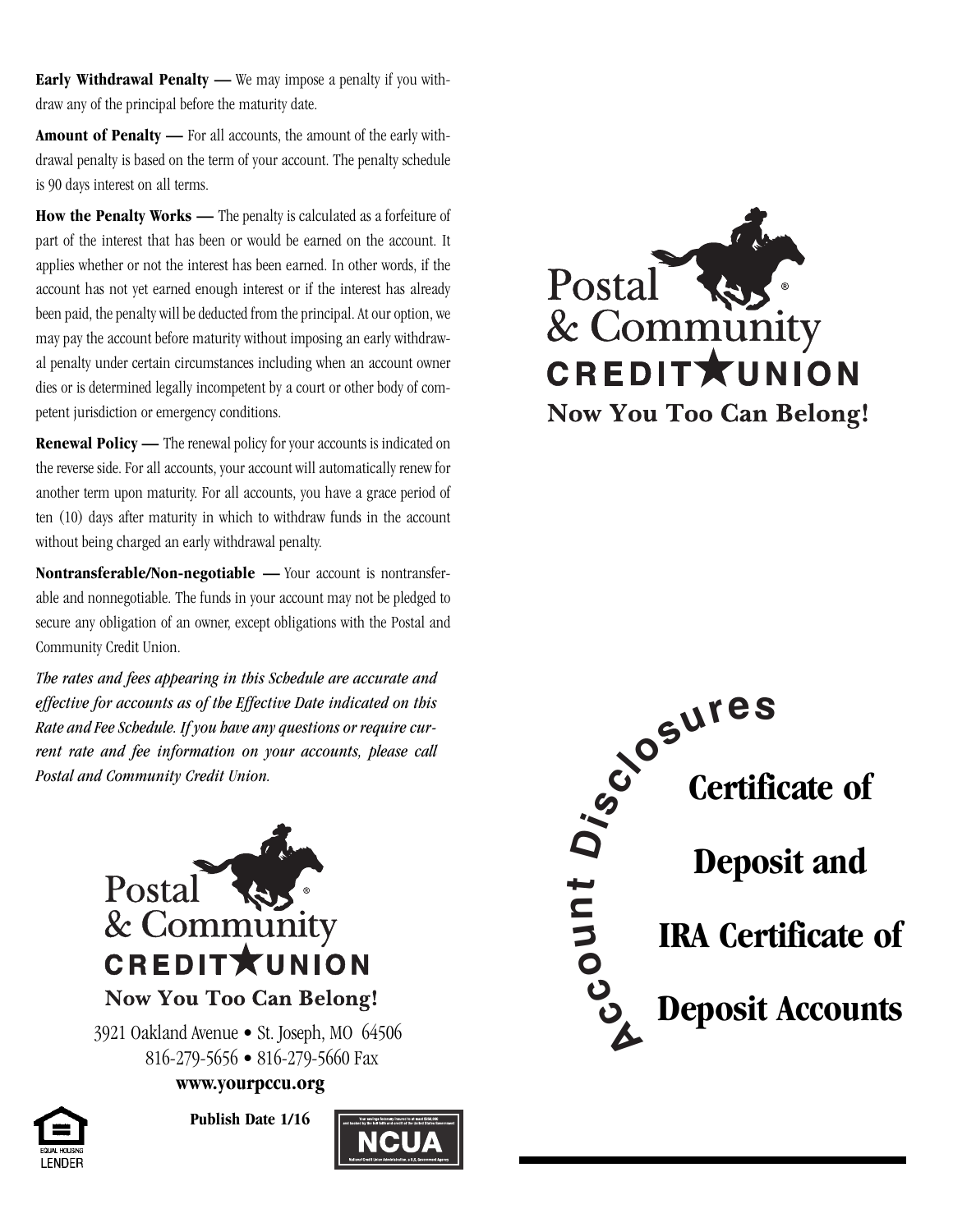**Early Withdrawal Penalty —** We may impose a penalty if you withdraw any of the principal before the maturity date.

**Amount of Penalty —** For all accounts, the amount of the early withdrawal penalty is based on the term of your account. The penalty schedule is 90 days interest on all terms.

**How the Penalty Works —** The penalty is calculated as a forfeiture of part of the interest that has been or would be earned on the account. It applies whether or not the interest has been earned. In other words, if the account has not yet earned enough interest or if the interest has already been paid, the penalty will be deducted from the principal. At our option, we may pay the account before maturity without imposing an early withdrawal penalty under certain circumstances including when an account owner dies or is determined legally incompetent by a court or other body of competent jurisdiction or emergency conditions.

**Renewal Policy —** The renewal policy for your accounts is indicated on the reverse side. For all accounts, your account will automatically renew for another term upon maturity. For all accounts, you have a grace period of ten (10) days after maturity in which to withdraw funds in the account without being charged an early withdrawal penalty.

**Nontransferable/Non-negotiable —** Your account is nontransferable and nonnegotiable. The funds in your account may not be pledged to secure any obligation of an owner, except obligations with the Postal and Community Credit Union.

***The rates and fees appearing in this Schedule are accurate and effective for accounts as of the Effective Date indicated on this Rate and Fee Schedule. If you have any questions or require current rate and fee information on your accounts, please call Postal and Community Credit Union.***

Postal & Community CREDIT UNION

**Now You Too Can Belong!**

3921 Oakland Avenue • St. Joseph, MO 64506
816-279-5656 • 816-279-5660 Fax

**www.yourpccu.org**

EQUAL HOUSING LENDER

**Publish Date 1/16**

NCUA

Postal & Community CREDIT UNION

**Now You Too Can Belong!**

**Account Disclosures**

# Certificate of Deposit and IRA Certificate of Deposit Accounts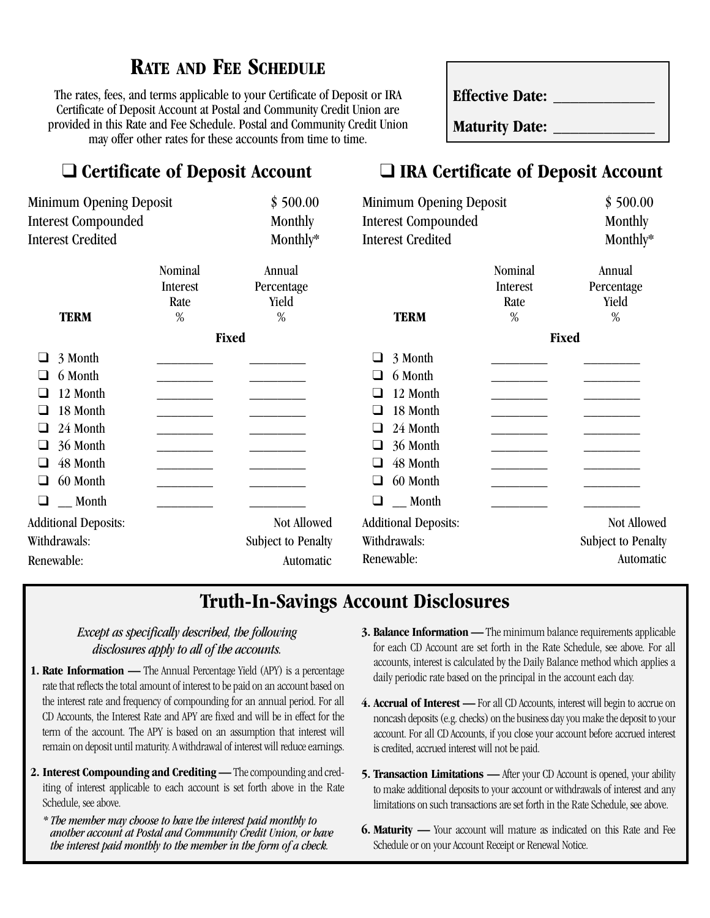# RATE AND FEE SCHEDULE

The rates, fees, and terms applicable to your Certificate of Deposit or IRA Certificate of Deposit Account at Postal and Community Credit Union are provided in this Rate and Fee Schedule. Postal and Community Credit Union may offer other rates for these accounts from time to time.

**Effective Date:** ______________

**Maturity Date:** ______________

## ❑ Certificate of Deposit Account

| | |
|---|---|
| Minimum Opening Deposit | $ 500.00 |
| Interest Compounded | Monthly |
| Interest Credited | Monthly* |

| TERM | Nominal Interest Rate % | Annual Percentage Yield % |
|---|---|---|
| | Fixed | |
| ❑ 3 Month | _________ | _________ |
| ❑ 6 Month | _________ | _________ |
| ❑ 12 Month | _________ | _________ |
| ❑ 18 Month | _________ | _________ |
| ❑ 24 Month | _________ | _________ |
| ❑ 36 Month | _________ | _________ |
| ❑ 48 Month | _________ | _________ |
| ❑ 60 Month | _________ | _________ |
| ❑ __ Month | _________ | _________ |

| | |
|---|---|
| Additional Deposits: | Not Allowed |
| Withdrawals: | Subject to Penalty |
| Renewable: | Automatic |

## ❑ IRA Certificate of Deposit Account

| | |
|---|---|
| Minimum Opening Deposit | $ 500.00 |
| Interest Compounded | Monthly |
| Interest Credited | Monthly* |

| TERM | Nominal Interest Rate % | Annual Percentage Yield % |
|---|---|---|
| | Fixed | |
| ❑ 3 Month | _________ | _________ |
| ❑ 6 Month | _________ | _________ |
| ❑ 12 Month | _________ | _________ |
| ❑ 18 Month | _________ | _________ |
| ❑ 24 Month | _________ | _________ |
| ❑ 36 Month | _________ | _________ |
| ❑ 48 Month | _________ | _________ |
| ❑ 60 Month | _________ | _________ |
| ❑ __ Month | _________ | _________ |

| | |
|---|---|
| Additional Deposits: | Not Allowed |
| Withdrawals: | Subject to Penalty |
| Renewable: | Automatic |

## Truth-In-Savings Account Disclosures

*Except as specifically described, the following disclosures apply to all of the accounts.*

1. **Rate Information —** The Annual Percentage Yield (APY) is a percentage rate that reflects the total amount of interest to be paid on an account based on the interest rate and frequency of compounding for an annual period. For all CD Accounts, the Interest Rate and APY are fixed and will be in effect for the term of the account. The APY is based on an assumption that interest will remain on deposit until maturity. A withdrawal of interest will reduce earnings.

2. **Interest Compounding and Crediting —** The compounding and crediting of interest applicable to each account is set forth above in the Rate Schedule, see above.

   *\* The member may choose to have the interest paid monthly to another account at Postal and Community Credit Union, or have the interest paid monthly to the member in the form of a check.*

3. **Balance Information —** The minimum balance requirements applicable for each CD Account are set forth in the Rate Schedule, see above. For all accounts, interest is calculated by the Daily Balance method which applies a daily periodic rate based on the principal in the account each day.

4. **Accrual of Interest —** For all CD Accounts, interest will begin to accrue on noncash deposits (e.g. checks) on the business day you make the deposit to your account. For all CD Accounts, if you close your account before accrued interest is credited, accrued interest will not be paid.

5. **Transaction Limitations —** After your CD Account is opened, your ability to make additional deposits to your account or withdrawals of interest and any limitations on such transactions are set forth in the Rate Schedule, see above.

6. **Maturity —** Your account will mature as indicated on this Rate and Fee Schedule or on your Account Receipt or Renewal Notice.